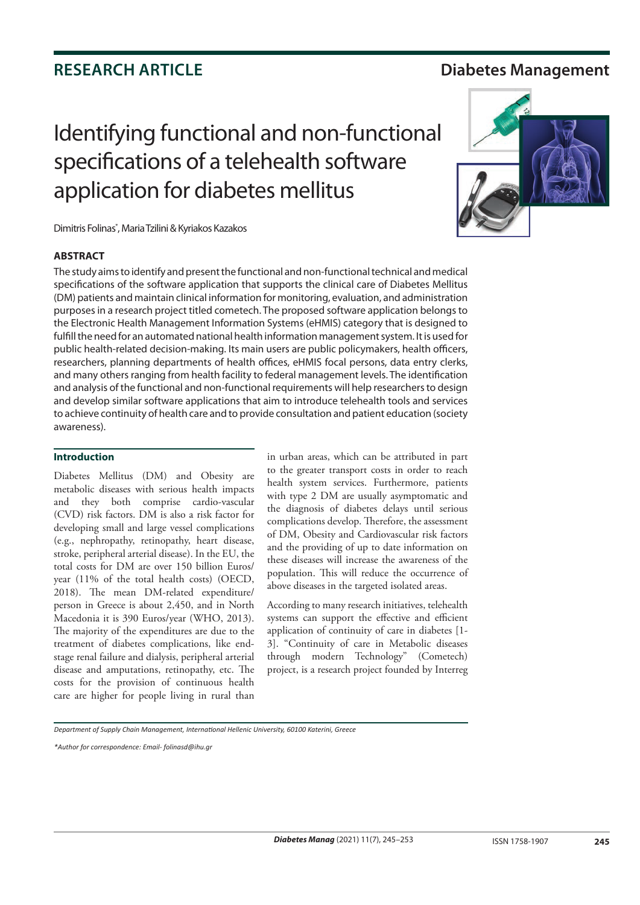RESEARCH ARTICLE

Diabetes Management

# Identifying functional and non-functional specifications of a telehealth software application for diabetes mellitus

Dimitris Folinas*, Maria Tzilini & Kyriakos Kazakos

## ABSTRACT

The study aims to identify and present the functional and non-functional technical and medical specifications of the software application that supports the clinical care of Diabetes Mellitus (DM) patients and maintain clinical information for monitoring, evaluation, and administration purposes in a research project titled cometech. The proposed software application belongs to the Electronic Health Management Information Systems (eHMIS) category that is designed to fulfill the need for an automated national health information management system. It is used for public health-related decision-making. Its main users are public policymakers, health officers, researchers, planning departments of health offices, eHMIS focal persons, data entry clerks, and many others ranging from health facility to federal management levels. The identification and analysis of the functional and non-functional requirements will help researchers to design and develop similar software applications that aim to introduce telehealth tools and services to achieve continuity of health care and to provide consultation and patient education (society awareness).

## Introduction

Diabetes Mellitus (DM) and Obesity are metabolic diseases with serious health impacts and they both comprise cardio-vascular (CVD) risk factors. DM is also a risk factor for developing small and large vessel complications (e.g., nephropathy, retinopathy, heart disease, stroke, peripheral arterial disease). In the EU, the total costs for DM are over 150 billion Euros/year (11% of the total health costs) (OECD, 2018). The mean DM-related expenditure/person in Greece is about 2,450, and in North Macedonia it is 390 Euros/year (WHO, 2013). The majority of the expenditures are due to the treatment of diabetes complications, like end-stage renal failure and dialysis, peripheral arterial disease and amputations, retinopathy, etc. The costs for the provision of continuous health care are higher for people living in rural than in urban areas, which can be attributed in part to the greater transport costs in order to reach health system services. Furthermore, patients with type 2 DM are usually asymptomatic and the diagnosis of diabetes delays until serious complications develop. Therefore, the assessment of DM, Obesity and Cardiovascular risk factors and the providing of up to date information on these diseases will increase the awareness of the population. This will reduce the occurrence of above diseases in the targeted isolated areas.

According to many research initiatives, telehealth systems can support the effective and efficient application of continuity of care in diabetes [1-3]. "Continuity of care in Metabolic diseases through modern Technology" (Cometech) project, is a research project founded by Interreg

*Department of Supply Chain Management, International Hellenic University, 60100 Katerini, Greece*

*\*Author for correspondence: Email- folinasd@ihu.gr*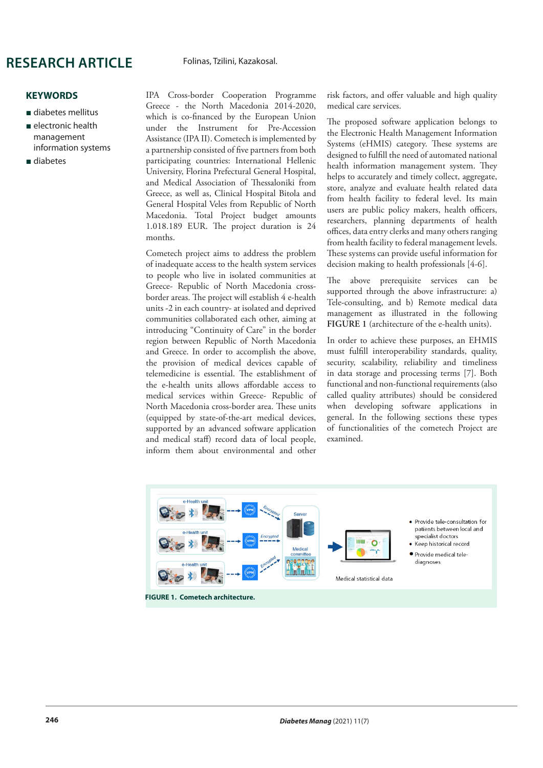**KEYWORDS**

- diabetes mellitus
- electronic health management information systems
- diabetes

IPA Cross-border Cooperation Programme Greece - the North Macedonia 2014-2020, which is co-financed by the European Union under the Instrument for Pre-Accession Assistance (IPA II). Cometech is implemented by a partnership consisted of five partners from both participating countries: International Hellenic University, Florina Prefectural General Hospital, and Medical Association of Thessaloniki from Greece, as well as, Clinical Hospital Bitola and General Hospital Veles from Republic of North Macedonia. Total Project budget amounts 1.018.189 EUR. The project duration is 24 months.

Cometech project aims to address the problem of inadequate access to the health system services to people who live in isolated communities at Greece- Republic of North Macedonia cross-border areas. The project will establish 4 e-health units -2 in each country- at isolated and deprived communities collaborated each other, aiming at introducing "Continuity of Care" in the border region between Republic of North Macedonia and Greece. In order to accomplish the above, the provision of medical devices capable of telemedicine is essential. The establishment of the e-health units allows affordable access to medical services within Greece- Republic of North Macedonia cross-border area. These units (equipped by state-of-the-art medical devices, supported by an advanced software application and medical staff) record data of local people, inform them about environmental and other risk factors, and offer valuable and high quality medical care services.

The proposed software application belongs to the Electronic Health Management Information Systems (eHMIS) category. These systems are designed to fulfill the need of automated national health information management system. They helps to accurately and timely collect, aggregate, store, analyze and evaluate health related data from health facility to federal level. Its main users are public policy makers, health officers, researchers, planning departments of health offices, data entry clerks and many others ranging from health facility to federal management levels. These systems can provide useful information for decision making to health professionals [4-6].

The above prerequisite services can be supported through the above infrastructure: a) Tele-consulting, and b) Remote medical data management as illustrated in the following **FIGURE 1** (architecture of the e-health units).

In order to achieve these purposes, an EHMIS must fulfill interoperability standards, quality, security, scalability, reliability and timeliness in data storage and processing terms [7]. Both functional and non-functional requirements (also called quality attributes) should be considered when developing software applications in general. In the following sections these types of functionalities of the cometech Project are examined.

**FIGURE 1. Cometech architecture.**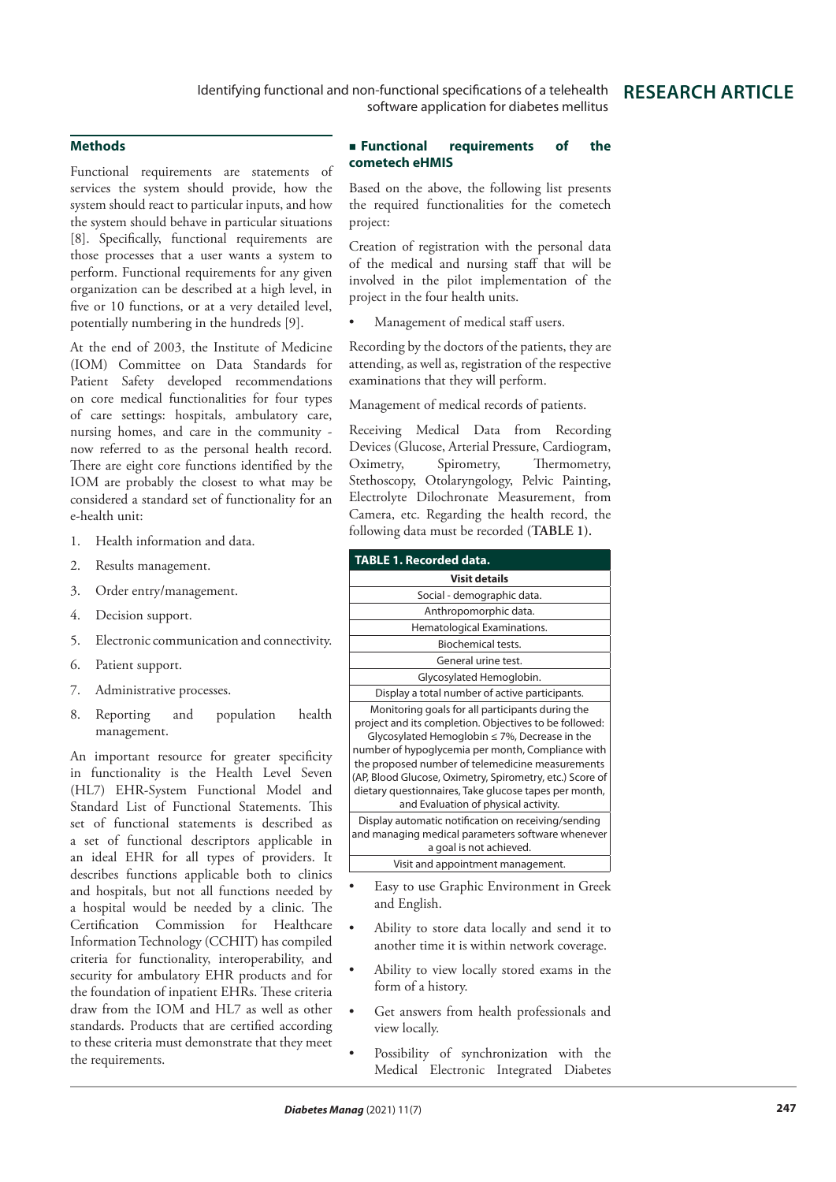## Methods

Functional requirements are statements of services the system should provide, how the system should react to particular inputs, and how the system should behave in particular situations [8]. Specifically, functional requirements are those processes that a user wants a system to perform. Functional requirements for any given organization can be described at a high level, in five or 10 functions, or at a very detailed level, potentially numbering in the hundreds [9].

At the end of 2003, the Institute of Medicine (IOM) Committee on Data Standards for Patient Safety developed recommendations on core medical functionalities for four types of care settings: hospitals, ambulatory care, nursing homes, and care in the community - now referred to as the personal health record. There are eight core functions identified by the IOM are probably the closest to what may be considered a standard set of functionality for an e-health unit:

1. Health information and data.
2. Results management.
3. Order entry/management.
4. Decision support.
5. Electronic communication and connectivity.
6. Patient support.
7. Administrative processes.
8. Reporting and population health management.

An important resource for greater specificity in functionality is the Health Level Seven (HL7) EHR-System Functional Model and Standard List of Functional Statements. This set of functional statements is described as a set of functional descriptors applicable in an ideal EHR for all types of providers. It describes functions applicable both to clinics and hospitals, but not all functions needed by a hospital would be needed by a clinic. The Certification Commission for Healthcare Information Technology (CCHIT) has compiled criteria for functionality, interoperability, and security for ambulatory EHR products and for the foundation of inpatient EHRs. These criteria draw from the IOM and HL7 as well as other standards. Products that are certified according to these criteria must demonstrate that they meet the requirements.

## Functional requirements of the cometech eHMIS

Based on the above, the following list presents the required functionalities for the cometech project:

Creation of registration with the personal data of the medical and nursing staff that will be involved in the pilot implementation of the project in the four health units.

- Management of medical staff users.

Recording by the doctors of the patients, they are attending, as well as, registration of the respective examinations that they will perform.

Management of medical records of patients.

Receiving Medical Data from Recording Devices (Glucose, Arterial Pressure, Cardiogram, Oximetry, Spirometry, Thermometry, Stethoscopy, Otolaryngology, Pelvic Painting, Electrolyte Dilochronate Measurement, from Camera, etc. Regarding the health record, the following data must be recorded (**TABLE 1**).

| TABLE 1. Recorded data. |
|---|
| **Visit details** |
| Social - demographic data. |
| Anthropomorphic data. |
| Hematological Examinations. |
| Biochemical tests. |
| General urine test. |
| Glycosylated Hemoglobin. |
| Display a total number of active participants. |
| Monitoring goals for all participants during the project and its completion. Objectives to be followed: Glycosylated Hemoglobin ≤ 7%, Decrease in the number of hypoglycemia per month, Compliance with the proposed number of telemedicine measurements (AP, Blood Glucose, Oximetry, Spirometry, etc.) Score of dietary questionnaires, Take glucose tapes per month, and Evaluation of physical activity. |
| Display automatic notification on receiving/sending and managing medical parameters software whenever a goal is not achieved. |
| Visit and appointment management. |

- Easy to use Graphic Environment in Greek and English.
- Ability to store data locally and send it to another time it is within network coverage.
- Ability to view locally stored exams in the form of a history.
- Get answers from health professionals and view locally.
- Possibility of synchronization with the Medical Electronic Integrated Diabetes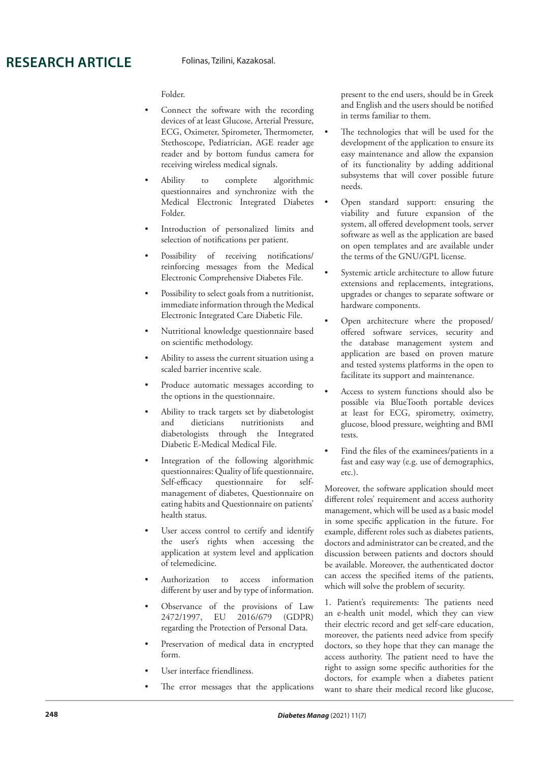Folder.

- Connect the software with the recording devices of at least Glucose, Arterial Pressure, ECG, Oximeter, Spirometer, Thermometer, Stethoscope, Pediatrician, AGE reader age reader and by bottom fundus camera for receiving wireless medical signals.
- Ability to complete algorithmic questionnaires and synchronize with the Medical Electronic Integrated Diabetes Folder.
- Introduction of personalized limits and selection of notifications per patient.
- Possibility of receiving notifications/ reinforcing messages from the Medical Electronic Comprehensive Diabetes File.
- Possibility to select goals from a nutritionist, immediate information through the Medical Electronic Integrated Care Diabetic File.
- Nutritional knowledge questionnaire based on scientific methodology.
- Ability to assess the current situation using a scaled barrier incentive scale.
- Produce automatic messages according to the options in the questionnaire.
- Ability to track targets set by diabetologist and dieticians nutritionists and diabetologists through the Integrated Diabetic E-Medical Medical File.
- Integration of the following algorithmic questionnaires: Quality of life questionnaire, Self-efficacy questionnaire for self-management of diabetes, Questionnaire on eating habits and Questionnaire on patients' health status.
- User access control to certify and identify the user's rights when accessing the application at system level and application of telemedicine.
- Authorization to access information different by user and by type of information.
- Observance of the provisions of Law 2472/1997, EU 2016/679 (GDPR) regarding the Protection of Personal Data.
- Preservation of medical data in encrypted form.
- User interface friendliness.
- The error messages that the applications present to the end users, should be in Greek and English and the users should be notified in terms familiar to them.
- The technologies that will be used for the development of the application to ensure its easy maintenance and allow the expansion of its functionality by adding additional subsystems that will cover possible future needs.
- Open standard support: ensuring the viability and future expansion of the system, all offered development tools, server software as well as the application are based on open templates and are available under the terms of the GNU/GPL license.
- Systemic article architecture to allow future extensions and replacements, integrations, upgrades or changes to separate software or hardware components.
- Open architecture where the proposed/ offered software services, security and the database management system and application are based on proven mature and tested systems platforms in the open to facilitate its support and maintenance.
- Access to system functions should also be possible via BlueTooth portable devices at least for ECG, spirometry, oximetry, glucose, blood pressure, weighting and BMI tests.
- Find the files of the examinees/patients in a fast and easy way (e.g. use of demographics, etc.).

Moreover, the software application should meet different roles' requirement and access authority management, which will be used as a basic model in some specific application in the future. For example, different roles such as diabetes patients, doctors and administrator can be created, and the discussion between patients and doctors should be available. Moreover, the authenticated doctor can access the specified items of the patients, which will solve the problem of security.

1. Patient's requirements: The patients need an e-health unit model, which they can view their electric record and get self-care education, moreover, the patients need advice from specify doctors, so they hope that they can manage the access authority. The patient need to have the right to assign some specific authorities for the doctors, for example when a diabetes patient want to share their medical record like glucose,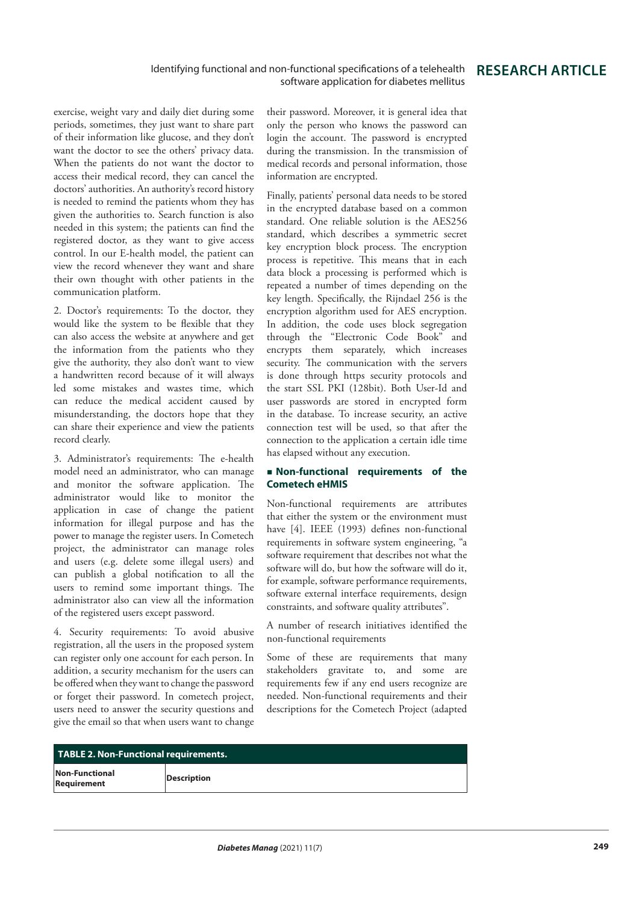exercise, weight vary and daily diet during some periods, sometimes, they just want to share part of their information like glucose, and they don't want the doctor to see the others' privacy data. When the patients do not want the doctor to access their medical record, they can cancel the doctors' authorities. An authority's record history is needed to remind the patients whom they has given the authorities to. Search function is also needed in this system; the patients can find the registered doctor, as they want to give access control. In our E-health model, the patient can view the record whenever they want and share their own thought with other patients in the communication platform.

2. Doctor's requirements: To the doctor, they would like the system to be flexible that they can also access the website at anywhere and get the information from the patients who they give the authority, they also don't want to view a handwritten record because of it will always led some mistakes and wastes time, which can reduce the medical accident caused by misunderstanding, the doctors hope that they can share their experience and view the patients record clearly.

3. Administrator's requirements: The e-health model need an administrator, who can manage and monitor the software application. The administrator would like to monitor the application in case of change the patient information for illegal purpose and has the power to manage the register users. In Cometech project, the administrator can manage roles and users (e.g. delete some illegal users) and can publish a global notification to all the users to remind some important things. The administrator also can view all the information of the registered users except password.

4. Security requirements: To avoid abusive registration, all the users in the proposed system can register only one account for each person. In addition, a security mechanism for the users can be offered when they want to change the password or forget their password. In cometech project, users need to answer the security questions and give the email so that when users want to change their password. Moreover, it is general idea that only the person who knows the password can login the account. The password is encrypted during the transmission. In the transmission of medical records and personal information, those information are encrypted.

Finally, patients' personal data needs to be stored in the encrypted database based on a common standard. One reliable solution is the AES256 standard, which describes a symmetric secret key encryption block process. The encryption process is repetitive. This means that in each data block a processing is performed which is repeated a number of times depending on the key length. Specifically, the Rijndael 256 is the encryption algorithm used for AES encryption. In addition, the code uses block segregation through the "Electronic Code Book" and encrypts them separately, which increases security. The communication with the servers is done through https security protocols and the start SSL PKI (128bit). Both User-Id and user passwords are stored in encrypted form in the database. To increase security, an active connection test will be used, so that after the connection to the application a certain idle time has elapsed without any execution.

## ■ Non-functional requirements of the Cometech eHMIS

Non-functional requirements are attributes that either the system or the environment must have [4]. IEEE (1993) defines non-functional requirements in software system engineering, "a software requirement that describes not what the software will do, but how the software will do it, for example, software performance requirements, software external interface requirements, design constraints, and software quality attributes".

A number of research initiatives identified the non-functional requirements

Some of these are requirements that many stakeholders gravitate to, and some are requirements few if any end users recognize are needed. Non-functional requirements and their descriptions for the Cometech Project (adapted

**TABLE 2. Non-Functional requirements.**

| Non-Functional Requirement | Description |
|---|---|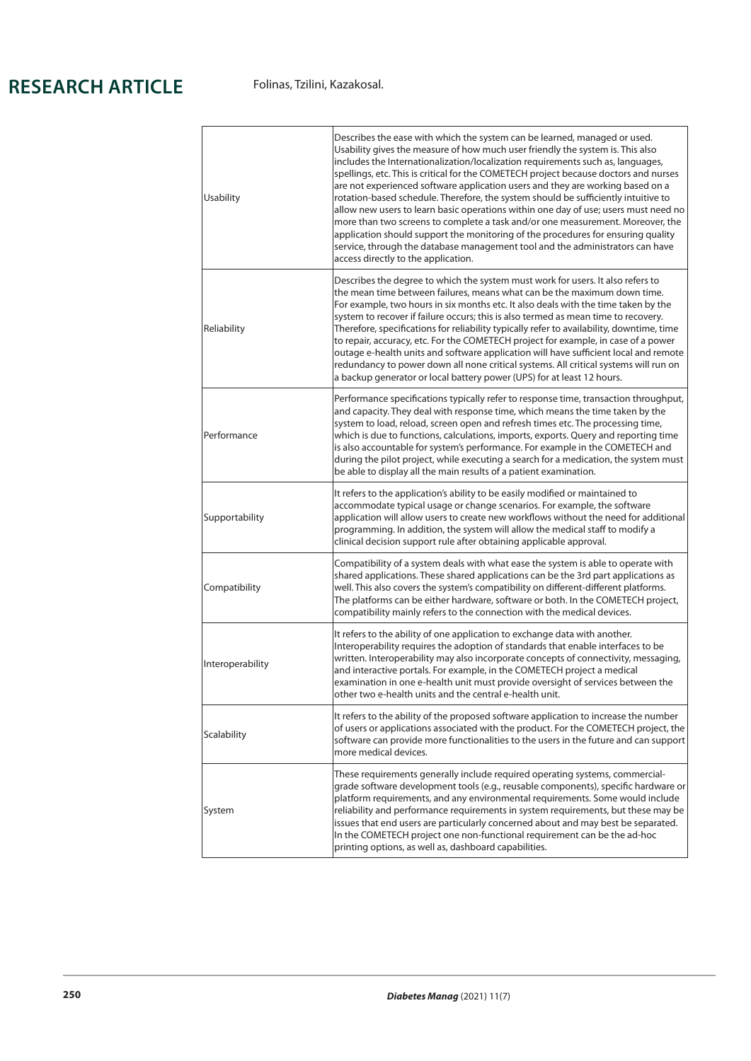| | |
|---|---|
| Usability | Describes the ease with which the system can be learned, managed or used. Usability gives the measure of how much user friendly the system is. This also includes the Internationalization/localization requirements such as, languages, spellings, etc. This is critical for the COMETECH project because doctors and nurses are not experienced software application users and they are working based on a rotation-based schedule. Therefore, the system should be sufficiently intuitive to allow new users to learn basic operations within one day of use; users must need no more than two screens to complete a task and/or one measurement. Moreover, the application should support the monitoring of the procedures for ensuring quality service, through the database management tool and the administrators can have access directly to the application. |
| Reliability | Describes the degree to which the system must work for users. It also refers to the mean time between failures, means what can be the maximum down time. For example, two hours in six months etc. It also deals with the time taken by the system to recover if failure occurs; this is also termed as mean time to recovery. Therefore, specifications for reliability typically refer to availability, downtime, time to repair, accuracy, etc. For the COMETECH project for example, in case of a power outage e-health units and software application will have sufficient local and remote redundancy to power down all none critical systems. All critical systems will run on a backup generator or local battery power (UPS) for at least 12 hours. |
| Performance | Performance specifications typically refer to response time, transaction throughput, and capacity. They deal with response time, which means the time taken by the system to load, reload, screen open and refresh times etc. The processing time, which is due to functions, calculations, imports, exports. Query and reporting time is also accountable for system's performance. For example in the COMETECH and during the pilot project, while executing a search for a medication, the system must be able to display all the main results of a patient examination. |
| Supportability | It refers to the application's ability to be easily modified or maintained to accommodate typical usage or change scenarios. For example, the software application will allow users to create new workflows without the need for additional programming. In addition, the system will allow the medical staff to modify a clinical decision support rule after obtaining applicable approval. |
| Compatibility | Compatibility of a system deals with what ease the system is able to operate with shared applications. These shared applications can be the 3rd part applications as well. This also covers the system's compatibility on different-different platforms. The platforms can be either hardware, software or both. In the COMETECH project, compatibility mainly refers to the connection with the medical devices. |
| Interoperability | It refers to the ability of one application to exchange data with another. Interoperability requires the adoption of standards that enable interfaces to be written. Interoperability may also incorporate concepts of connectivity, messaging, and interactive portals. For example, in the COMETECH project a medical examination in one e-health unit must provide oversight of services between the other two e-health units and the central e-health unit. |
| Scalability | It refers to the ability of the proposed software application to increase the number of users or applications associated with the product. For the COMETECH project, the software can provide more functionalities to the users in the future and can support more medical devices. |
| System | These requirements generally include required operating systems, commercial-grade software development tools (e.g., reusable components), specific hardware or platform requirements, and any environmental requirements. Some would include reliability and performance requirements in system requirements, but these may be issues that end users are particularly concerned about and may best be separated. In the COMETECH project one non-functional requirement can be the ad-hoc printing options, as well as, dashboard capabilities. |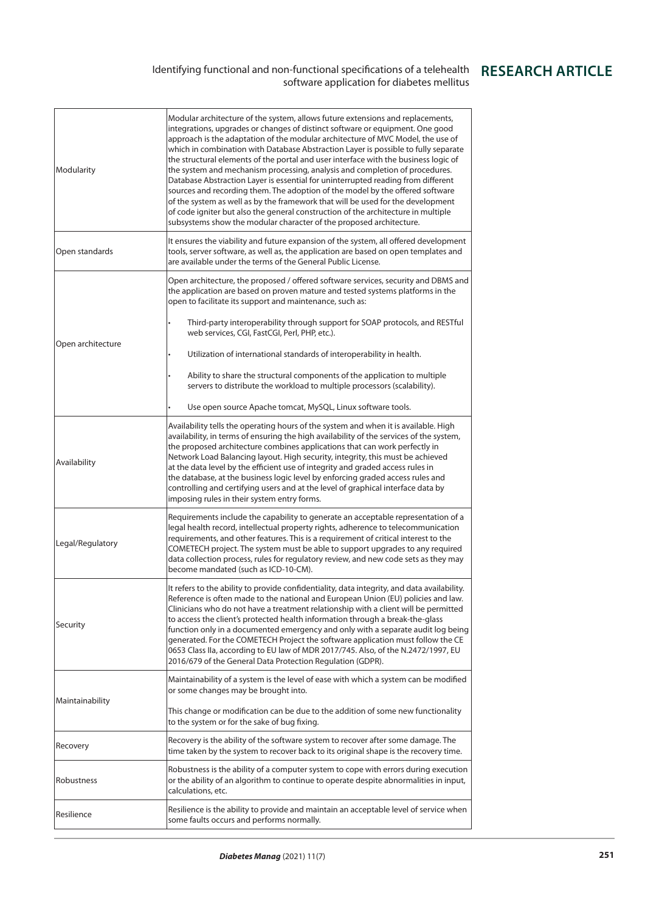| | |
|---|---|
| Modularity | Modular architecture of the system, allows future extensions and replacements, integrations, upgrades or changes of distinct software or equipment. One good approach is the adaptation of the modular architecture of MVC Model, the use of which in combination with Database Abstraction Layer is possible to fully separate the structural elements of the portal and user interface with the business logic of the system and mechanism processing, analysis and completion of procedures. Database Abstraction Layer is essential for uninterrupted reading from different sources and recording them. The adoption of the model by the offered software of the system as well as by the framework that will be used for the development of code igniter but also the general construction of the architecture in multiple subsystems show the modular character of the proposed architecture. |
| Open standards | It ensures the viability and future expansion of the system, all offered development tools, server software, as well as, the application are based on open templates and are available under the terms of the General Public License. |
| Open architecture | Open architecture, the proposed / offered software services, security and DBMS and the application are based on proven mature and tested systems platforms in the open to facilitate its support and maintenance, such as: <br>• Third-party interoperability through support for SOAP protocols, and RESTful web services, CGI, FastCGI, Perl, PHP, etc.). <br>• Utilization of international standards of interoperability in health. <br>• Ability to share the structural components of the application to multiple servers to distribute the workload to multiple processors (scalability). <br>• Use open source Apache tomcat, MySQL, Linux software tools. |
| Availability | Availability tells the operating hours of the system and when it is available. High availability, in terms of ensuring the high availability of the services of the system, the proposed architecture combines applications that can work perfectly in Network Load Balancing layout. High security, integrity, this must be achieved at the data level by the efficient use of integrity and graded access rules in the database, at the business logic level by enforcing graded access rules and controlling and certifying users and at the level of graphical interface data by imposing rules in their system entry forms. |
| Legal/Regulatory | Requirements include the capability to generate an acceptable representation of a legal health record, intellectual property rights, adherence to telecommunication requirements, and other features. This is a requirement of critical interest to the COMETECH project. The system must be able to support upgrades to any required data collection process, rules for regulatory review, and new code sets as they may become mandated (such as ICD-10-CM). |
| Security | It refers to the ability to provide confidentiality, data integrity, and data availability. Reference is often made to the national and European Union (EU) policies and law. Clinicians who do not have a treatment relationship with a client will be permitted to access the client's protected health information through a break-the-glass function only in a documented emergency and only with a separate audit log being generated. For the COMETECH Project the software application must follow the CE 0653 Class IIa, according to EU law of MDR 2017/745. Also, of the N.2472/1997, EU 2016/679 of the General Data Protection Regulation (GDPR). |
| Maintainability | Maintainability of a system is the level of ease with which a system can be modified or some changes may be brought into. <br><br>This change or modification can be due to the addition of some new functionality to the system or for the sake of bug fixing. |
| Recovery | Recovery is the ability of the software system to recover after some damage. The time taken by the system to recover back to its original shape is the recovery time. |
| Robustness | Robustness is the ability of a computer system to cope with errors during execution or the ability of an algorithm to continue to operate despite abnormalities in input, calculations, etc. |
| Resilience | Resilience is the ability to provide and maintain an acceptable level of service when some faults occurs and performs normally. |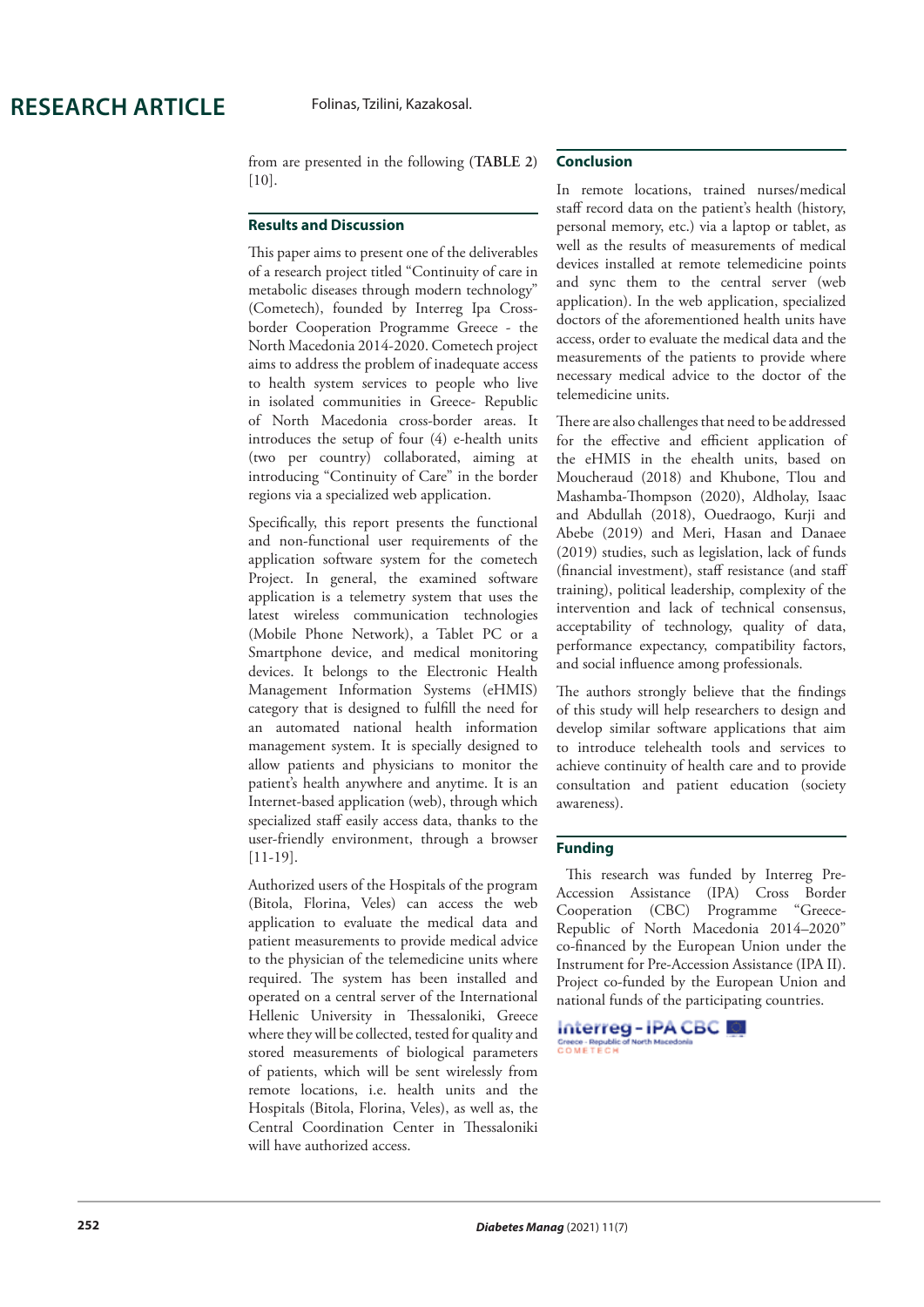from are presented in the following (TABLE 2) [10].

## Results and Discussion

This paper aims to present one of the deliverables of a research project titled "Continuity of care in metabolic diseases through modern technology" (Cometech), founded by Interreg Ipa Cross-border Cooperation Programme Greece - the North Macedonia 2014-2020. Cometech project aims to address the problem of inadequate access to health system services to people who live in isolated communities in Greece- Republic of North Macedonia cross-border areas. It introduces the setup of four (4) e-health units (two per country) collaborated, aiming at introducing "Continuity of Care" in the border regions via a specialized web application.

Specifically, this report presents the functional and non-functional user requirements of the application software system for the cometech Project. In general, the examined software application is a telemetry system that uses the latest wireless communication technologies (Mobile Phone Network), a Tablet PC or a Smartphone device, and medical monitoring devices. It belongs to the Electronic Health Management Information Systems (eHMIS) category that is designed to fulfill the need for an automated national health information management system. It is specially designed to allow patients and physicians to monitor the patient's health anywhere and anytime. It is an Internet-based application (web), through which specialized staff easily access data, thanks to the user-friendly environment, through a browser [11-19].

Authorized users of the Hospitals of the program (Bitola, Florina, Veles) can access the web application to evaluate the medical data and patient measurements to provide medical advice to the physician of the telemedicine units where required. The system has been installed and operated on a central server of the International Hellenic University in Thessaloniki, Greece where they will be collected, tested for quality and stored measurements of biological parameters of patients, which will be sent wirelessly from remote locations, i.e. health units and the Hospitals (Bitola, Florina, Veles), as well as, the Central Coordination Center in Thessaloniki will have authorized access.

## Conclusion

In remote locations, trained nurses/medical staff record data on the patient's health (history, personal memory, etc.) via a laptop or tablet, as well as the results of measurements of medical devices installed at remote telemedicine points and sync them to the central server (web application). In the web application, specialized doctors of the aforementioned health units have access, order to evaluate the medical data and the measurements of the patients to provide where necessary medical advice to the doctor of the telemedicine units.

There are also challenges that need to be addressed for the effective and efficient application of the eHMIS in the ehealth units, based on Moucheraud (2018) and Khubone, Tlou and Mashamba-Thompson (2020), Aldholay, Isaac and Abdullah (2018), Ouedraogo, Kurji and Abebe (2019) and Meri, Hasan and Danaee (2019) studies, such as legislation, lack of funds (financial investment), staff resistance (and staff training), political leadership, complexity of the intervention and lack of technical consensus, acceptability of technology, quality of data, performance expectancy, compatibility factors, and social influence among professionals.

The authors strongly believe that the findings of this study will help researchers to design and develop similar software applications that aim to introduce telehealth tools and services to achieve continuity of health care and to provide consultation and patient education (society awareness).

## Funding

This research was funded by Interreg Pre-Accession Assistance (IPA) Cross Border Cooperation (CBC) Programme "Greece-Republic of North Macedonia 2014–2020" co-financed by the European Union under the Instrument for Pre-Accession Assistance (IPA II). Project co-funded by the European Union and national funds of the participating countries.

Interreg - IPA CBC
Greece - Republic of North Macedonia
COMETECH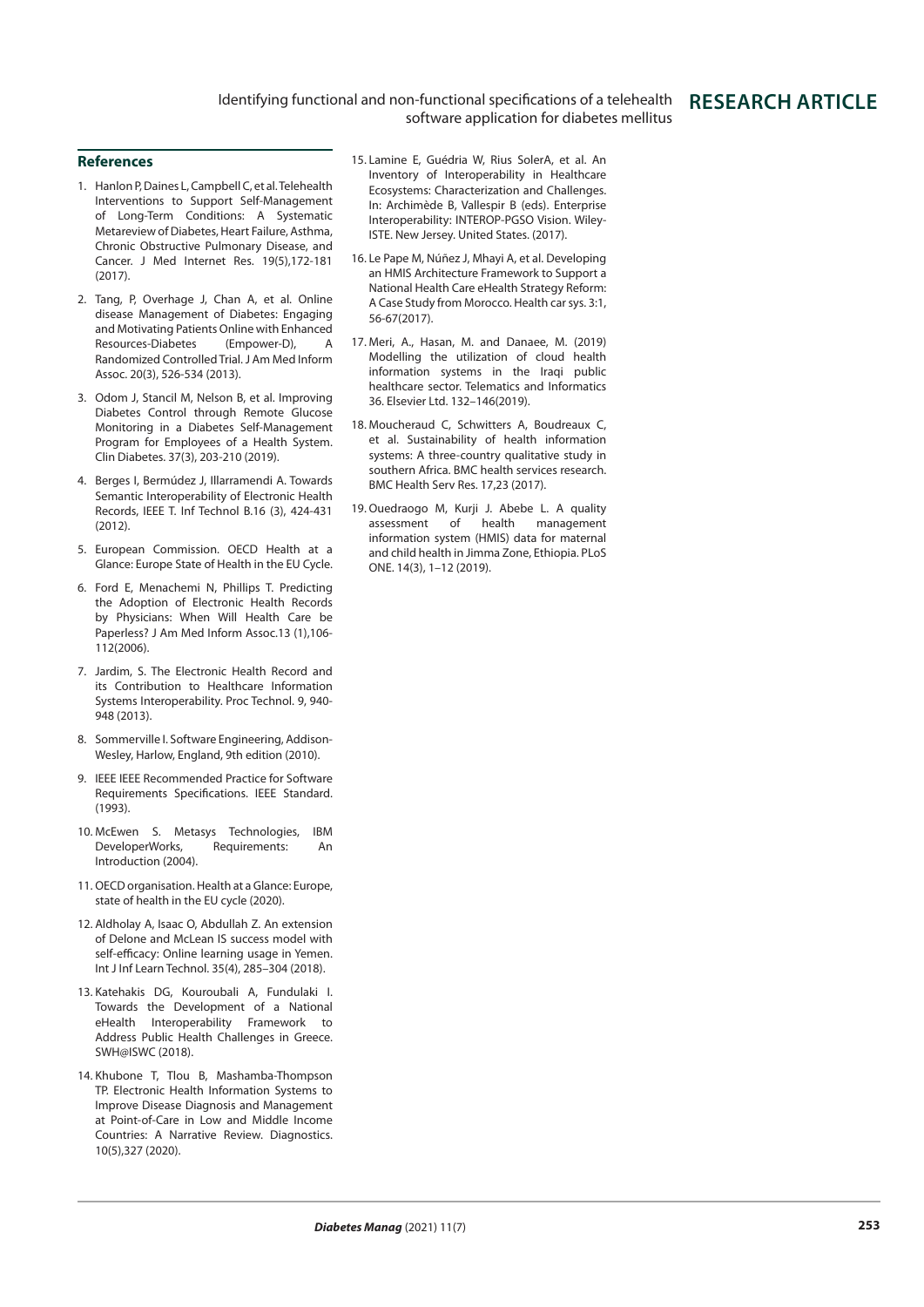## References

1. Hanlon P, Daines L, Campbell C, et al. Telehealth Interventions to Support Self-Management of Long-Term Conditions: A Systematic Metareview of Diabetes, Heart Failure, Asthma, Chronic Obstructive Pulmonary Disease, and Cancer. J Med Internet Res. 19(5),172-181 (2017).

2. Tang, P, Overhage J, Chan A, et al. Online disease Management of Diabetes: Engaging and Motivating Patients Online with Enhanced Resources-Diabetes (Empower-D), A Randomized Controlled Trial. J Am Med Inform Assoc. 20(3), 526-534 (2013).

3. Odom J, Stancil M, Nelson B, et al. Improving Diabetes Control through Remote Glucose Monitoring in a Diabetes Self-Management Program for Employees of a Health System. Clin Diabetes. 37(3), 203-210 (2019).

4. Berges I, Bermúdez J, Illarramendi A. Towards Semantic Interoperability of Electronic Health Records, IEEE T. Inf Technol B.16 (3), 424-431 (2012).

5. European Commission. OECD Health at a Glance: Europe State of Health in the EU Cycle.

6. Ford E, Menachemi N, Phillips T. Predicting the Adoption of Electronic Health Records by Physicians: When Will Health Care be Paperless? J Am Med Inform Assoc.13 (1),106-112(2006).

7. Jardim, S. The Electronic Health Record and its Contribution to Healthcare Information Systems Interoperability. Proc Technol. 9, 940-948 (2013).

8. Sommerville I. Software Engineering, Addison-Wesley, Harlow, England, 9th edition (2010).

9. IEEE IEEE Recommended Practice for Software Requirements Specifications. IEEE Standard. (1993).

10. McEwen S. Metasys Technologies, IBM DeveloperWorks, Requirements: An Introduction (2004).

11. OECD organisation. Health at a Glance: Europe, state of health in the EU cycle (2020).

12. Aldholay A, Isaac O, Abdullah Z. An extension of Delone and McLean IS success model with self-efficacy: Online learning usage in Yemen. Int J Inf Learn Technol. 35(4), 285–304 (2018).

13. Katehakis DG, Kouroubali A, Fundulaki I. Towards the Development of a National eHealth Interoperability Framework to Address Public Health Challenges in Greece. SWH@ISWC (2018).

14. Khubone T, Tlou B, Mashamba-Thompson TP. Electronic Health Information Systems to Improve Disease Diagnosis and Management at Point-of-Care in Low and Middle Income Countries: A Narrative Review. Diagnostics. 10(5),327 (2020).

15. Lamine E, Guédria W, Rius SolerA, et al. An Inventory of Interoperability in Healthcare Ecosystems: Characterization and Challenges. In: Archimède B, Vallespir B (eds). Enterprise Interoperability: INTEROP-PGSO Vision. Wiley-ISTE. New Jersey. United States. (2017).

16. Le Pape M, Núñez J, Mhayi A, et al. Developing an HMIS Architecture Framework to Support a National Health Care eHealth Strategy Reform: A Case Study from Morocco. Health car sys. 3:1, 56-67(2017).

17. Meri, A., Hasan, M. and Danaee, M. (2019) Modelling the utilization of cloud health information systems in the Iraqi public healthcare sector. Telematics and Informatics 36. Elsevier Ltd. 132–146(2019).

18. Moucheraud C, Schwitters A, Boudreaux C, et al. Sustainability of health information systems: A three-country qualitative study in southern Africa. BMC health services research. BMC Health Serv Res. 17,23 (2017).

19. Ouedraogo M, Kurji J. Abebe L. A quality assessment of health management information system (HMIS) data for maternal and child health in Jimma Zone, Ethiopia. PLoS ONE. 14(3), 1–12 (2019).